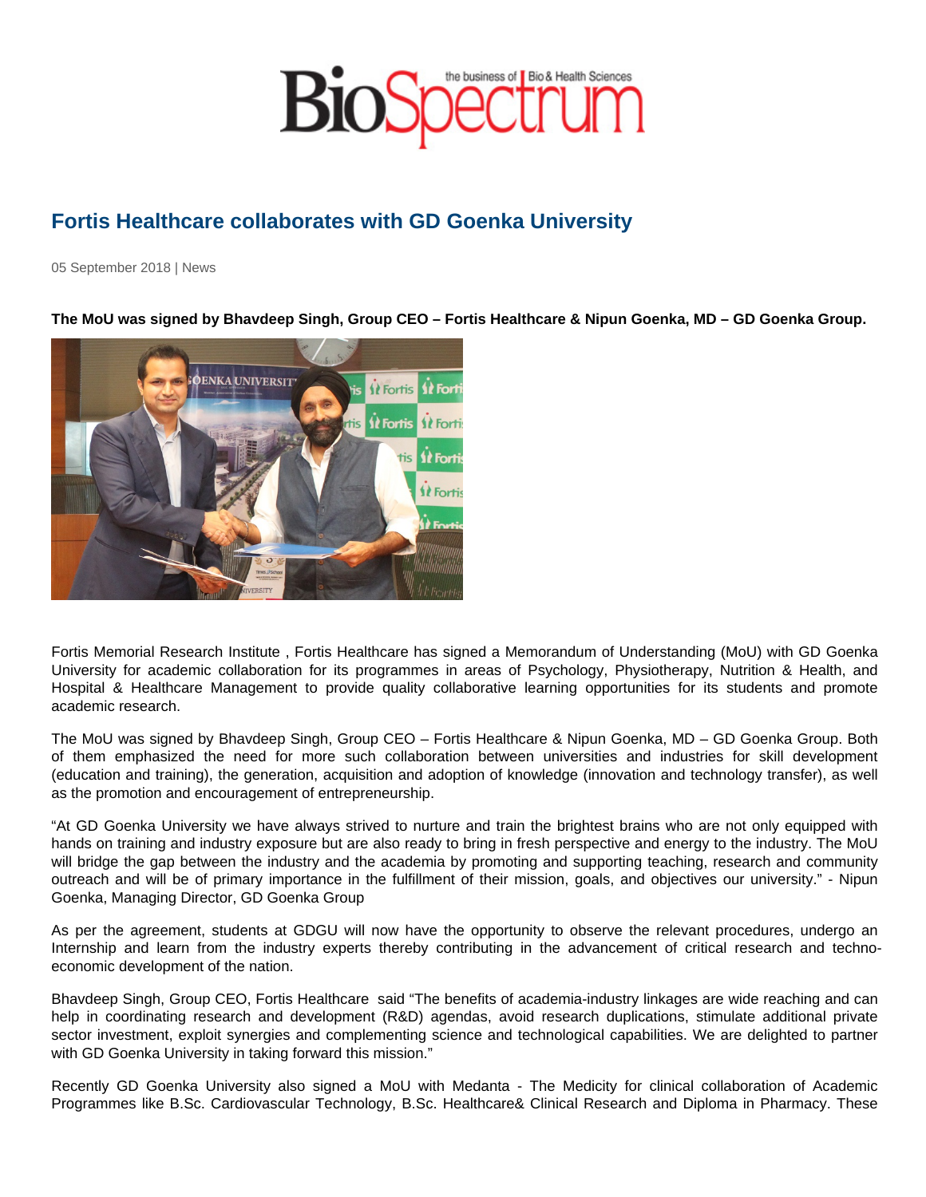# Fortis Healthcare collaborates with GD Goenka University

05 September 2018 | News

**The MoU was signed by Bhavdeep Singh, Group CEO – Fortis Healthcare & Nipun Goenka, MD – GD Goenka Group.**

Fortis Memorial Research Institute , Fortis Healthcare has signed a Memorandum of Understanding (MoU) with GD Goenka University for academic collaboration for its programmes in areas of Psychology, Physiotherapy, Nutrition & Health, and Hospital & Healthcare Management to provide quality collaborative learning opportunities for its students and promote academic research.

The MoU was signed by Bhavdeep Singh, Group CEO – Fortis Healthcare & Nipun Goenka, MD – GD Goenka Group. Both of them emphasized the need for more such collaboration between universities and industries for skill development (education and training), the generation, acquisition and adoption of knowledge (innovation and technology transfer), as well as the promotion and encouragement of entrepreneurship.

"At GD Goenka University we have always strived to nurture and train the brightest brains who are not only equipped with hands on training and industry exposure but are also ready to bring in fresh perspective and energy to the industry. The MoU will bridge the gap between the industry and the academia by promoting and supporting teaching, research and community outreach and will be of primary importance in the fulfillment of their mission, goals, and objectives our university." - Nipun Goenka, Managing Director, GD Goenka Group

As per the agreement, students at GDGU will now have the opportunity to observe the relevant procedures, undergo an Internship and learn from the industry experts thereby contributing in the advancement of critical research and techno-economic development of the nation.

Bhavdeep Singh, Group CEO, Fortis Healthcare said "The benefits of academia-industry linkages are wide reaching and can help in coordinating research and development (R&D) agendas, avoid research duplications, stimulate additional private sector investment, exploit synergies and complementing science and technological capabilities. We are delighted to partner with GD Goenka University in taking forward this mission."

Recently GD Goenka University also signed a MoU with Medanta - The Medicity for clinical collaboration of Academic Programmes like B.Sc. Cardiovascular Technology, B.Sc. Healthcare& Clinical Research and Diploma in Pharmacy. These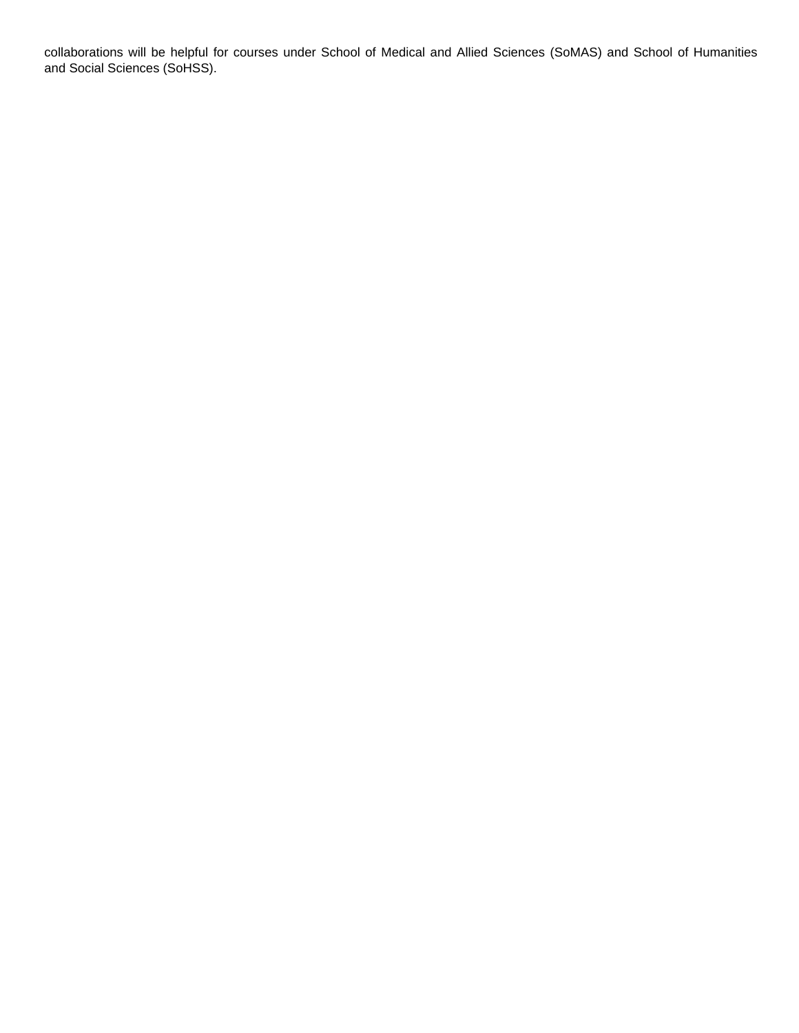collaborations will be helpful for courses under School of Medical and Allied Sciences (SoMAS) and School of Humanities and Social Sciences (SoHSS).